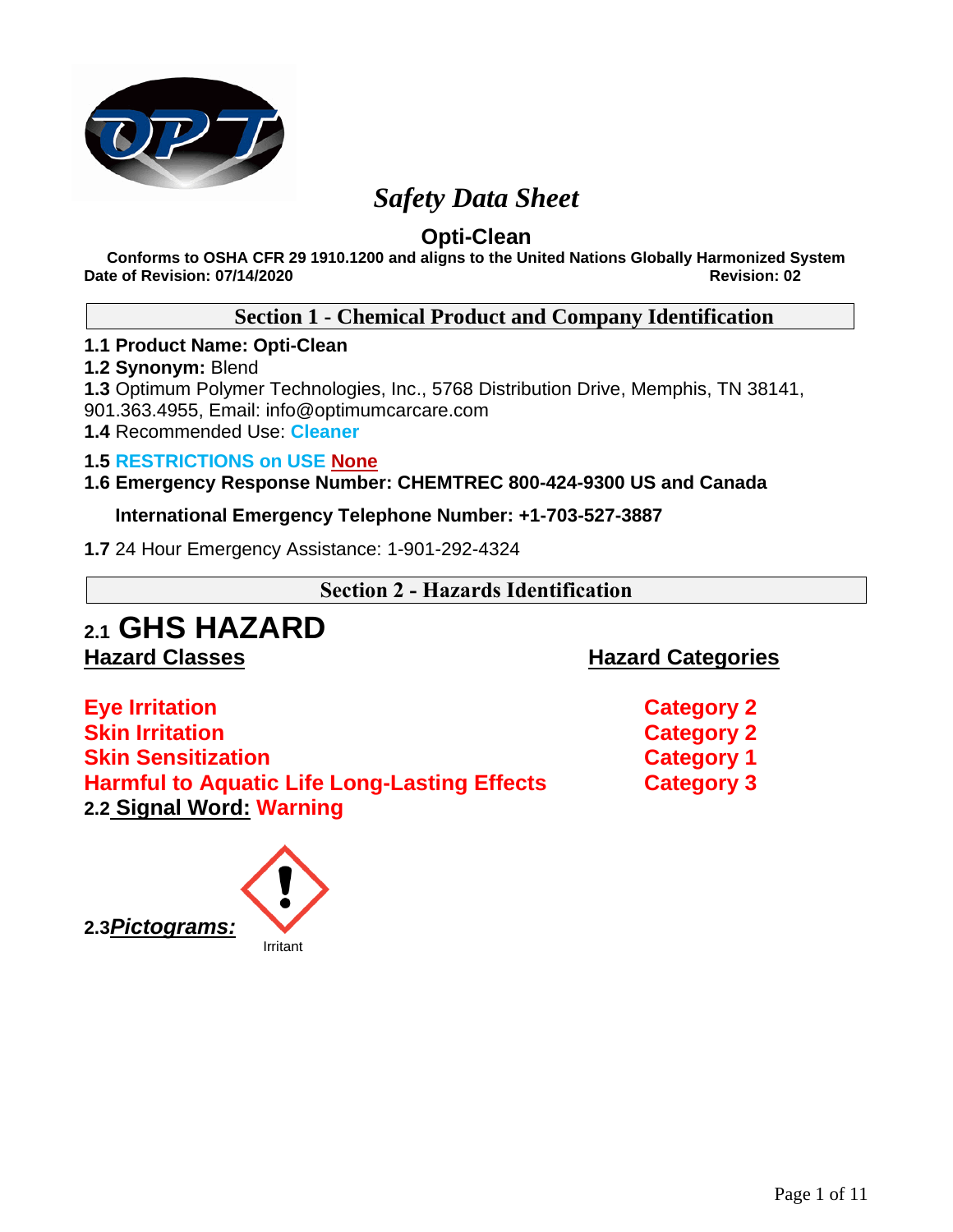# *Safety Data Sheet*

## Opti-Clean

**Conforms to OSHA CFR 29 1910.1200 and aligns to the United Nations Globally Harmonized System**

**Date of Revision: 07/14/2020** **Revision: 02**

## Section 1 - Chemical Product and Company Identification

**1.1 Product Name: Opti-Clean**

**1.2 Synonym:** Blend

**1.3** Optimum Polymer Technologies, Inc., 5768 Distribution Drive, Memphis, TN 38141, 901.363.4955, Email: info@optimumcarcare.com

**1.4** Recommended Use: **Cleaner**

**1.5 RESTRICTIONS on USE None**

**1.6 Emergency Response Number: CHEMTREC 800-424-9300 US and Canada**

**International Emergency Telephone Number: +1-703-527-3887**

**1.7** 24 Hour Emergency Assistance: 1-901-292-4324

## Section 2 - Hazards Identification

### 2.1 GHS HAZARD

| Hazard Classes | Hazard Categories |
|---|---|
| **Eye Irritation** | **Category 2** |
| **Skin Irritation** | **Category 2** |
| **Skin Sensitization** | **Category 1** |
| **Harmful to Aquatic Life Long-Lasting Effects** | **Category 3** |

**2.2 Signal Word: Warning**

**2.3 *Pictograms:***

Irritant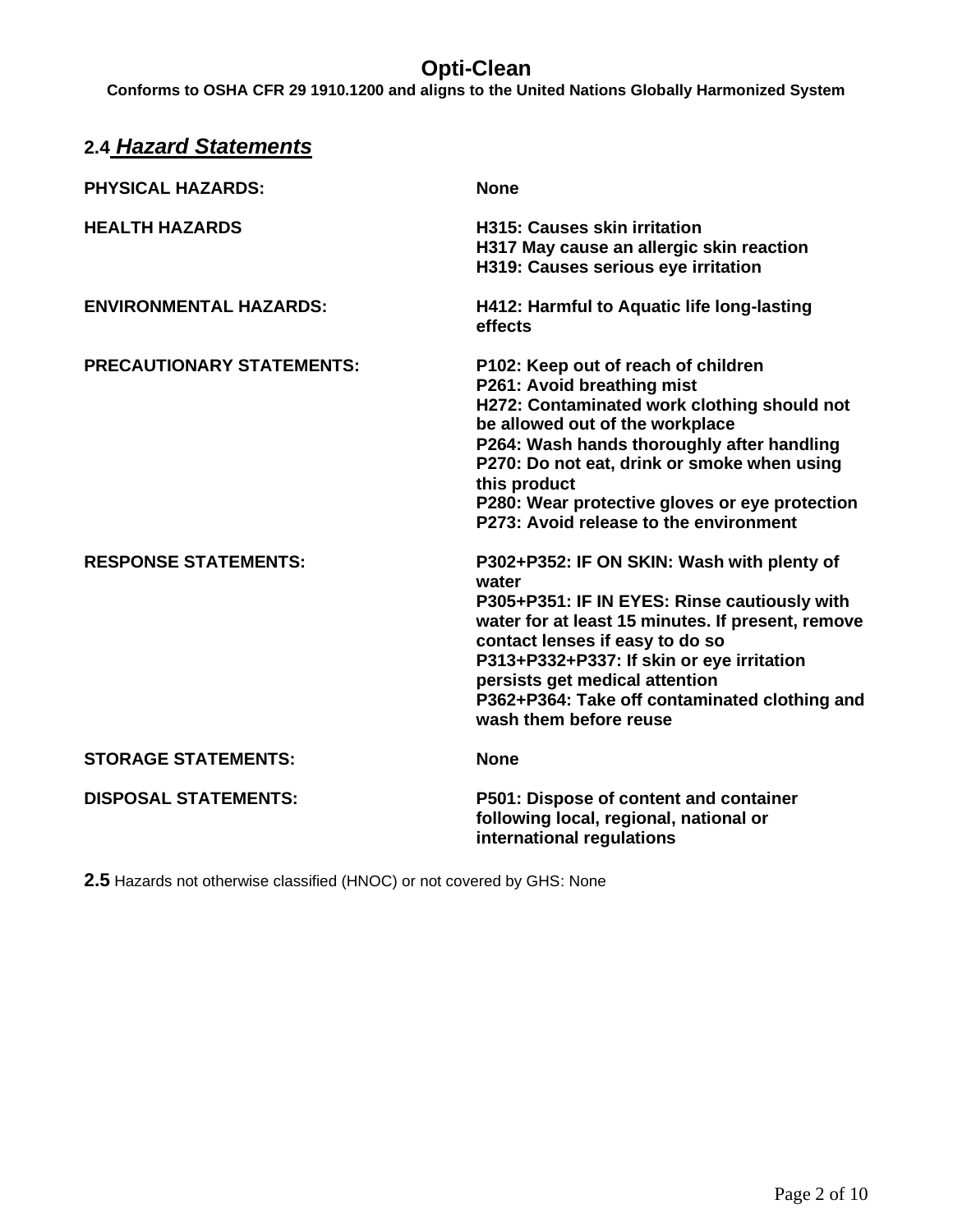**Opti-Clean**

**Conforms to OSHA CFR 29 1910.1200 and aligns to the United Nations Globally Harmonized System**

## 2.4 *Hazard Statements*

| | |
|---|---|
| **PHYSICAL HAZARDS:** | **None** |
| **HEALTH HAZARDS** | **H315: Causes skin irritation**<br>**H317 May cause an allergic skin reaction**<br>**H319: Causes serious eye irritation** |
| **ENVIRONMENTAL HAZARDS:** | **H412: Harmful to Aquatic life long-lasting effects** |
| **PRECAUTIONARY STATEMENTS:** | **P102: Keep out of reach of children**<br>**P261: Avoid breathing mist**<br>**H272: Contaminated work clothing should not be allowed out of the workplace**<br>**P264: Wash hands thoroughly after handling**<br>**P270: Do not eat, drink or smoke when using this product**<br>**P280: Wear protective gloves or eye protection**<br>**P273: Avoid release to the environment** |
| **RESPONSE STATEMENTS:** | **P302+P352: IF ON SKIN: Wash with plenty of water**<br>**P305+P351: IF IN EYES: Rinse cautiously with water for at least 15 minutes. If present, remove contact lenses if easy to do so**<br>**P313+P332+P337: If skin or eye irritation persists get medical attention**<br>**P362+P364: Take off contaminated clothing and wash them before reuse** |
| **STORAGE STATEMENTS:** | **None** |
| **DISPOSAL STATEMENTS:** | **P501: Dispose of content and container following local, regional, national or international regulations** |

**2.5** Hazards not otherwise classified (HNOC) or not covered by GHS: None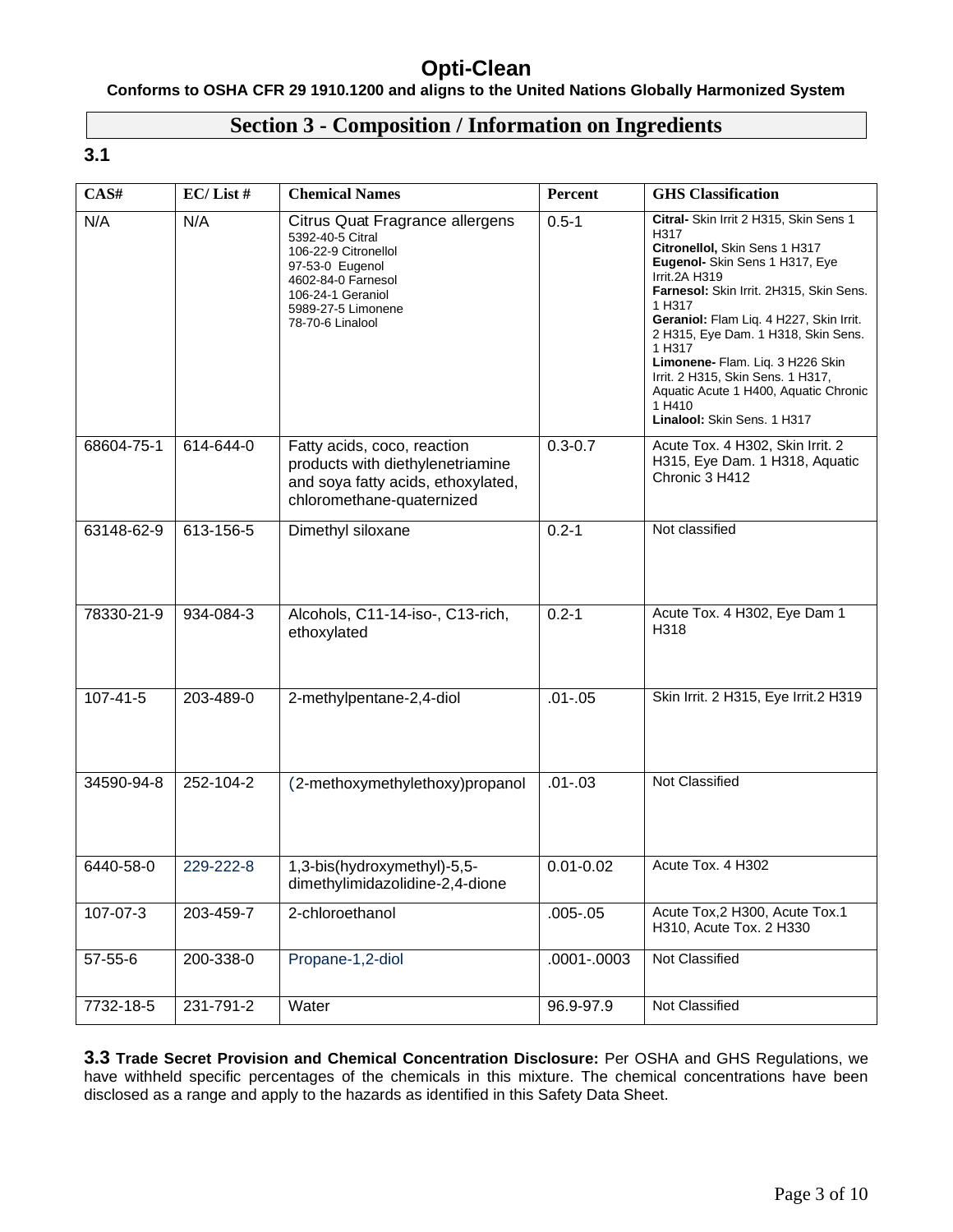# Opti-Clean

**Conforms to OSHA CFR 29 1910.1200 and aligns to the United Nations Globally Harmonized System**

## Section 3 - Composition / Information on Ingredients

**3.1**

| CAS# | EC/ List # | Chemical Names | Percent | GHS Classification |
|---|---|---|---|---|
| N/A | N/A | Citrus Quat Fragrance allergens<br>5392-40-5 Citral<br>106-22-9 Citronellol<br>97-53-0 Eugenol<br>4602-84-0 Farnesol<br>106-24-1 Geraniol<br>5989-27-5 Limonene<br>78-70-6 Linalool | 0.5-1 | **Citral-** Skin Irrit 2 H315, Skin Sens 1 H317<br>**Citronellol,** Skin Sens 1 H317<br>**Eugenol-** Skin Sens 1 H317, Eye Irrit.2A H319<br>**Farnesol:** Skin Irrit. 2H315, Skin Sens. 1 H317<br>**Geraniol:** Flam Liq. 4 H227, Skin Irrit. 2 H315, Eye Dam. 1 H318, Skin Sens. 1 H317<br>**Limonene-** Flam. Liq. 3 H226 Skin Irrit. 2 H315, Skin Sens. 1 H317, Aquatic Acute 1 H400, Aquatic Chronic 1 H410<br>**Linalool:** Skin Sens. 1 H317 |
| 68604-75-1 | 614-644-0 | Fatty acids, coco, reaction products with diethylenetriamine and soya fatty acids, ethoxylated, chloromethane-quaternized | 0.3-0.7 | Acute Tox. 4 H302, Skin Irrit. 2 H315, Eye Dam. 1 H318, Aquatic Chronic 3 H412 |
| 63148-62-9 | 613-156-5 | Dimethyl siloxane | 0.2-1 | Not classified |
| 78330-21-9 | 934-084-3 | Alcohols, C11-14-iso-, C13-rich, ethoxylated | 0.2-1 | Acute Tox. 4 H302, Eye Dam 1 H318 |
| 107-41-5 | 203-489-0 | 2-methylpentane-2,4-diol | .01-.05 | Skin Irrit. 2 H315, Eye Irrit.2 H319 |
| 34590-94-8 | 252-104-2 | (2-methoxymethylethoxy)propanol | .01-.03 | Not Classified |
| 6440-58-0 | 229-222-8 | 1,3-bis(hydroxymethyl)-5,5-dimethylimidazolidine-2,4-dione | 0.01-0.02 | Acute Tox. 4 H302 |
| 107-07-3 | 203-459-7 | 2-chloroethanol | .005-.05 | Acute Tox,2 H300, Acute Tox.1 H310, Acute Tox. 2 H330 |
| 57-55-6 | 200-338-0 | Propane-1,2-diol | .0001-.0003 | Not Classified |
| 7732-18-5 | 231-791-2 | Water | 96.9-97.9 | Not Classified |

**3.3 Trade Secret Provision and Chemical Concentration Disclosure:** Per OSHA and GHS Regulations, we have withheld specific percentages of the chemicals in this mixture. The chemical concentrations have been disclosed as a range and apply to the hazards as identified in this Safety Data Sheet.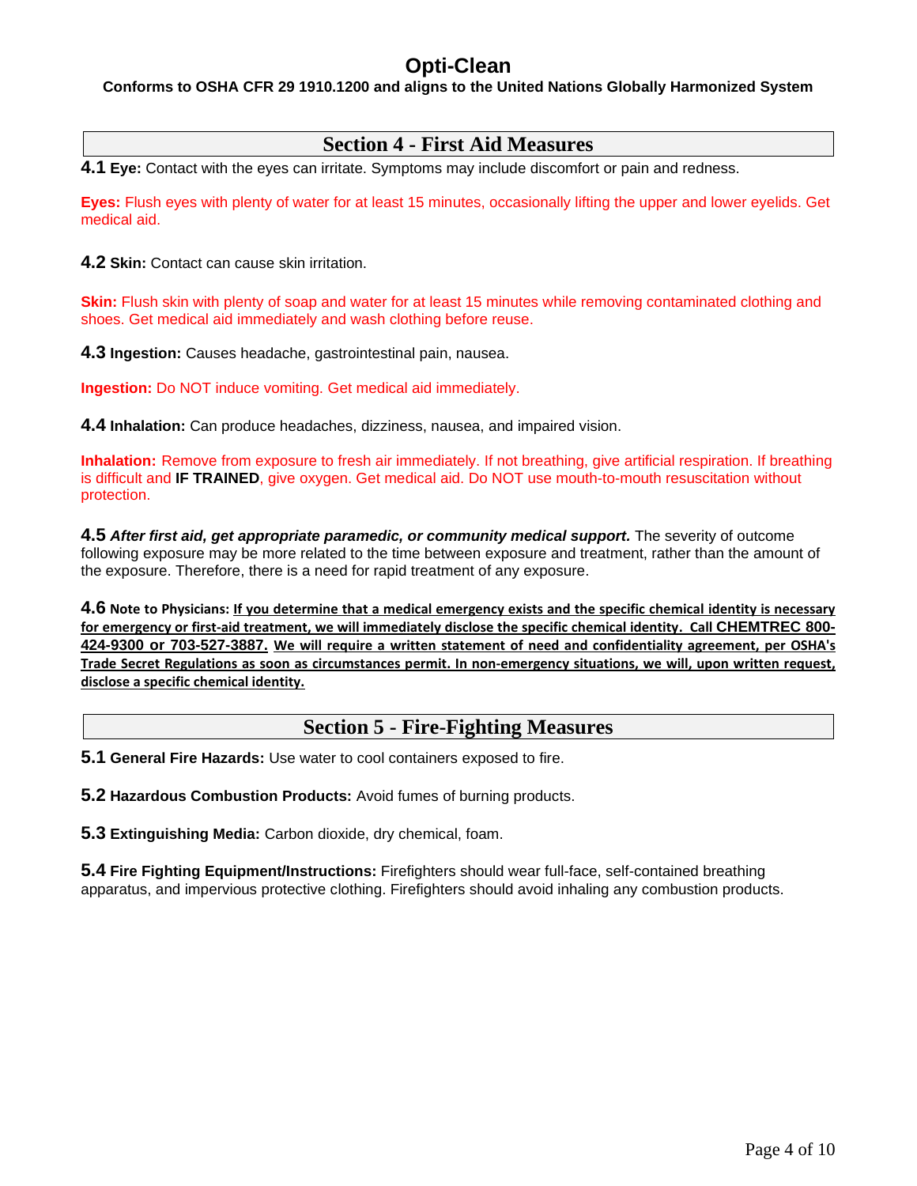## Section 4 - First Aid Measures

**4.1 Eye:** Contact with the eyes can irritate. Symptoms may include discomfort or pain and redness.

**Eyes:** Flush eyes with plenty of water for at least 15 minutes, occasionally lifting the upper and lower eyelids. Get medical aid.

**4.2 Skin:** Contact can cause skin irritation.

**Skin:** Flush skin with plenty of soap and water for at least 15 minutes while removing contaminated clothing and shoes. Get medical aid immediately and wash clothing before reuse.

**4.3 Ingestion:** Causes headache, gastrointestinal pain, nausea.

**Ingestion:** Do NOT induce vomiting. Get medical aid immediately.

**4.4 Inhalation:** Can produce headaches, dizziness, nausea, and impaired vision.

**Inhalation:** Remove from exposure to fresh air immediately. If not breathing, give artificial respiration. If breathing is difficult and **IF TRAINED**, give oxygen. Get medical aid. Do NOT use mouth-to-mouth resuscitation without protection.

**4.5** ***After first aid, get appropriate paramedic, or community medical support.*** The severity of outcome following exposure may be more related to the time between exposure and treatment, rather than the amount of the exposure. Therefore, there is a need for rapid treatment of any exposure.

**4.6 Note to Physicians:** **If you determine that a medical emergency exists and the specific chemical identity is necessary for emergency or first-aid treatment, we will immediately disclose the specific chemical identity. Call CHEMTREC 800-424-9300 or 703-527-3887. We will require a written statement of need and confidentiality agreement, per OSHA's Trade Secret Regulations as soon as circumstances permit. In non-emergency situations, we will, upon written request, disclose a specific chemical identity.**

## Section 5 - Fire-Fighting Measures

**5.1 General Fire Hazards:** Use water to cool containers exposed to fire.

**5.2 Hazardous Combustion Products:** Avoid fumes of burning products.

**5.3 Extinguishing Media:** Carbon dioxide, dry chemical, foam.

**5.4 Fire Fighting Equipment/Instructions:** Firefighters should wear full-face, self-contained breathing apparatus, and impervious protective clothing. Firefighters should avoid inhaling any combustion products.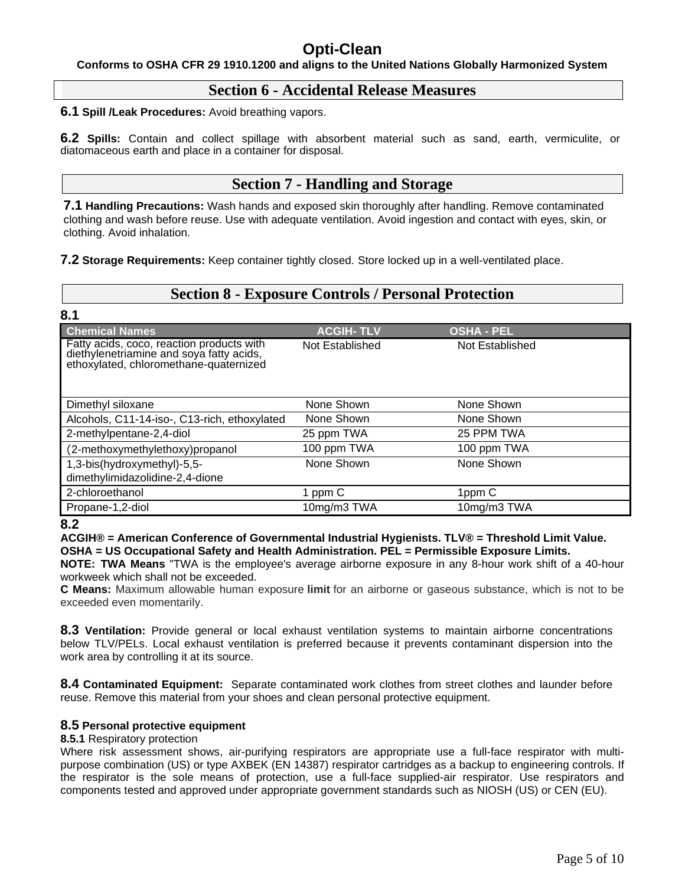## Section 6 - Accidental Release Measures

**6.1 Spill /Leak Procedures:** Avoid breathing vapors.

**6.2 Spills:** Contain and collect spillage with absorbent material such as sand, earth, vermiculite, or diatomaceous earth and place in a container for disposal.

## Section 7 - Handling and Storage

**7.1 Handling Precautions:** Wash hands and exposed skin thoroughly after handling. Remove contaminated clothing and wash before reuse. Use with adequate ventilation. Avoid ingestion and contact with eyes, skin, or clothing. Avoid inhalation.

**7.2 Storage Requirements:** Keep container tightly closed. Store locked up in a well-ventilated place.

## Section 8 - Exposure Controls / Personal Protection

**8.1**

| Chemical Names | ACGIH- TLV | OSHA - PEL |
|---|---|---|
| Fatty acids, coco, reaction products with diethylenetriamine and soya fatty acids, ethoxylated, chloromethane-quaternized | Not Established | Not Established |
| Dimethyl siloxane | None Shown | None Shown |
| Alcohols, C11-14-iso-, C13-rich, ethoxylated | None Shown | None Shown |
| 2-methylpentane-2,4-diol | 25 ppm TWA | 25 PPM TWA |
| (2-methoxymethylethoxy)propanol | 100 ppm TWA | 100 ppm TWA |
| 1,3-bis(hydroxymethyl)-5,5-dimethylimidazolidine-2,4-dione | None Shown | None Shown |
| 2-chloroethanol | 1 ppm C | 1ppm C |
| Propane-1,2-diol | 10mg/m3 TWA | 10mg/m3 TWA |

**8.2**

**ACGIH® = American Conference of Governmental Industrial Hygienists. TLV® = Threshold Limit Value. OSHA = US Occupational Safety and Health Administration. PEL = Permissible Exposure Limits.**

**NOTE: TWA Means** "TWA is the employee's average airborne exposure in any 8-hour work shift of a 40-hour workweek which shall not be exceeded.

**C Means:** Maximum allowable human exposure **limit** for an airborne or gaseous substance, which is not to be exceeded even momentarily.

**8.3 Ventilation:** Provide general or local exhaust ventilation systems to maintain airborne concentrations below TLV/PELs. Local exhaust ventilation is preferred because it prevents contaminant dispersion into the work area by controlling it at its source.

**8.4 Contaminated Equipment:** Separate contaminated work clothes from street clothes and launder before reuse. Remove this material from your shoes and clean personal protective equipment.

**8.5 Personal protective equipment**

**8.5.1** Respiratory protection

Where risk assessment shows, air-purifying respirators are appropriate use a full-face respirator with multi-purpose combination (US) or type AXBEK (EN 14387) respirator cartridges as a backup to engineering controls. If the respirator is the sole means of protection, use a full-face supplied-air respirator. Use respirators and components tested and approved under appropriate government standards such as NIOSH (US) or CEN (EU).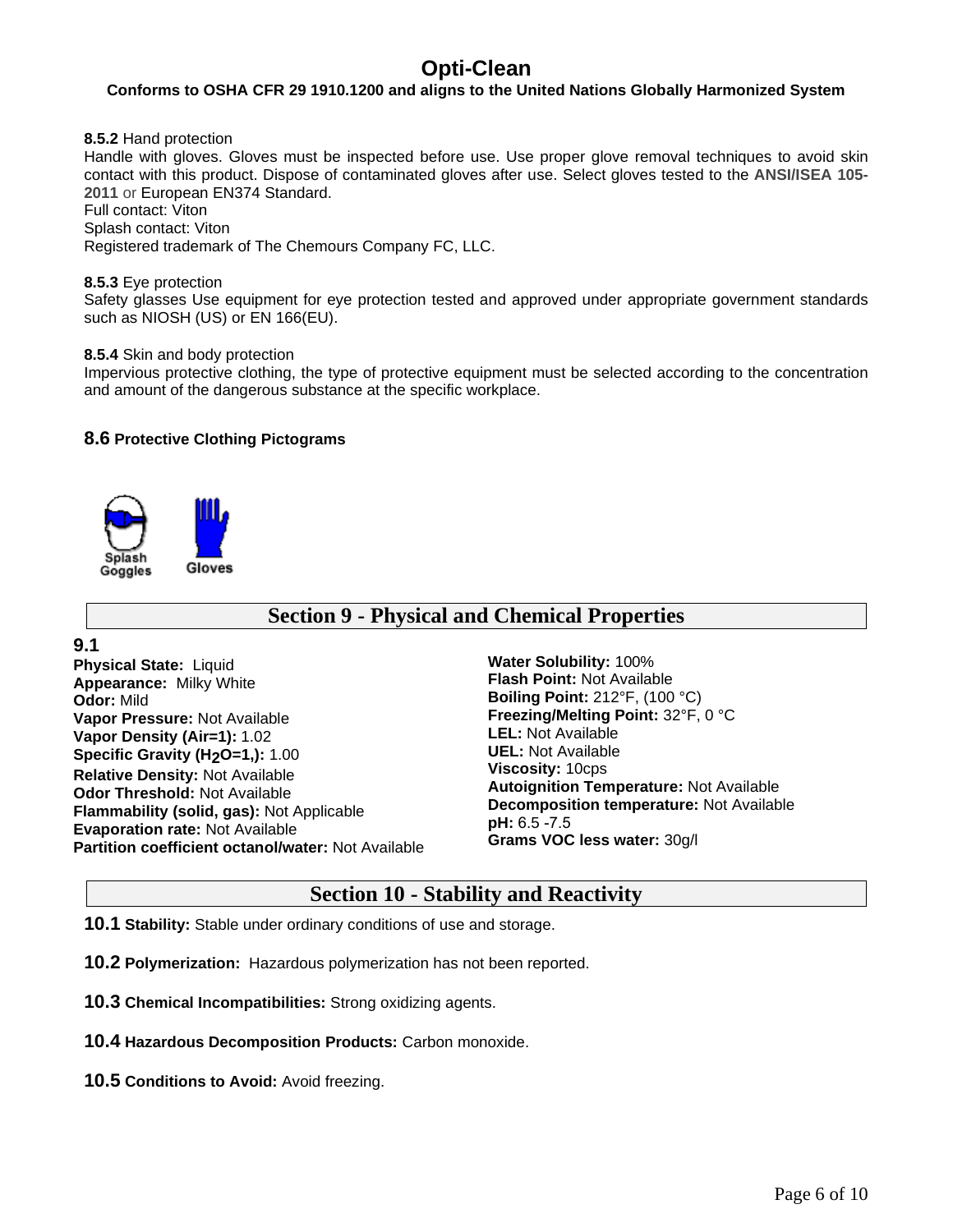**8.5.2** Hand protection

Handle with gloves. Gloves must be inspected before use. Use proper glove removal techniques to avoid skin contact with this product. Dispose of contaminated gloves after use. Select gloves tested to the **ANSI/ISEA 105-2011** or European EN374 Standard.

Full contact: Viton

Splash contact: Viton

Registered trademark of The Chemours Company FC, LLC.

**8.5.3** Eye protection

Safety glasses Use equipment for eye protection tested and approved under appropriate government standards such as NIOSH (US) or EN 166(EU).

**8.5.4** Skin and body protection

Impervious protective clothing, the type of protective equipment must be selected according to the concentration and amount of the dangerous substance at the specific workplace.

### 8.6 Protective Clothing Pictograms

Splash Goggles    Gloves

## Section 9 - Physical and Chemical Properties

### 9.1

**Physical State:** Liquid
**Appearance:** Milky White
**Odor:** Mild
**Vapor Pressure:** Not Available
**Vapor Density (Air=1):** 1.02
**Specific Gravity ($H_2O$=1,):** 1.00
**Relative Density:** Not Available
**Odor Threshold:** Not Available
**Flammability (solid, gas):** Not Applicable
**Evaporation rate:** Not Available
**Partition coefficient octanol/water:** Not Available
**Water Solubility:** 100%
**Flash Point:** Not Available
**Boiling Point:** 212°F, (100 °C)
**Freezing/Melting Point:** 32°F, 0 °C
**LEL:** Not Available
**UEL:** Not Available
**Viscosity:** 10cps
**Autoignition Temperature:** Not Available
**Decomposition temperature:** Not Available
**pH:** 6.5 -7.5
**Grams VOC less water:** 30g/l

## Section 10 - Stability and Reactivity

**10.1 Stability:** Stable under ordinary conditions of use and storage.

**10.2 Polymerization:** Hazardous polymerization has not been reported.

**10.3 Chemical Incompatibilities:** Strong oxidizing agents.

**10.4 Hazardous Decomposition Products:** Carbon monoxide.

**10.5 Conditions to Avoid:** Avoid freezing.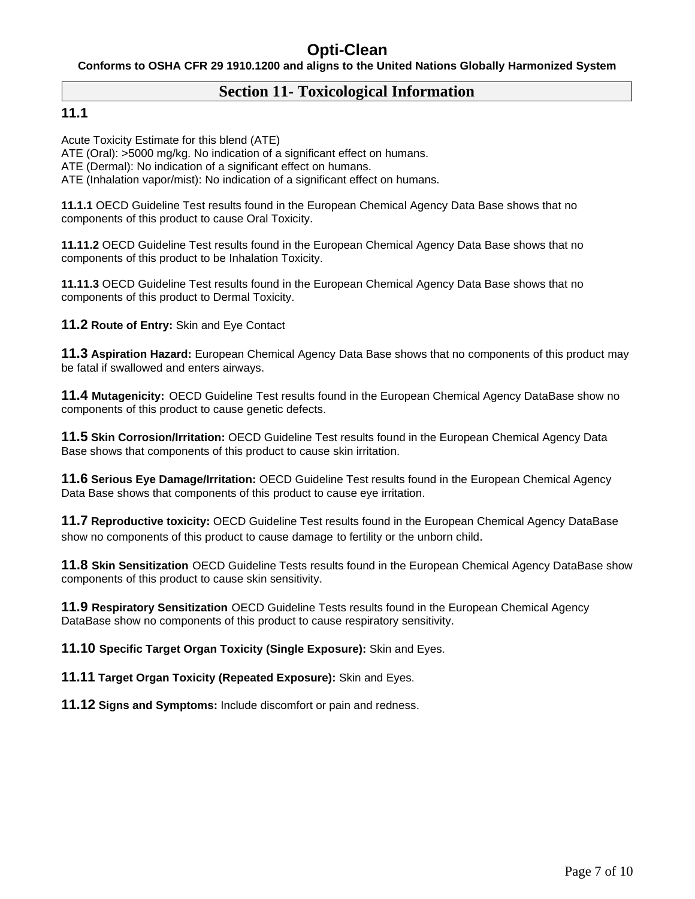## Section 11- Toxicological Information

### 11.1

Acute Toxicity Estimate for this blend (ATE)
ATE (Oral): >5000 mg/kg. No indication of a significant effect on humans.
ATE (Dermal): No indication of a significant effect on humans.
ATE (Inhalation vapor/mist): No indication of a significant effect on humans.

**11.1.1** OECD Guideline Test results found in the European Chemical Agency Data Base shows that no components of this product to cause Oral Toxicity.

**11.11.2** OECD Guideline Test results found in the European Chemical Agency Data Base shows that no components of this product to be Inhalation Toxicity.

**11.11.3** OECD Guideline Test results found in the European Chemical Agency Data Base shows that no components of this product to Dermal Toxicity.

**11.2 Route of Entry:** Skin and Eye Contact

**11.3 Aspiration Hazard:** European Chemical Agency Data Base shows that no components of this product may be fatal if swallowed and enters airways.

**11.4 Mutagenicity:** OECD Guideline Test results found in the European Chemical Agency DataBase show no components of this product to cause genetic defects.

**11.5 Skin Corrosion/Irritation:** OECD Guideline Test results found in the European Chemical Agency Data Base shows that components of this product to cause skin irritation.

**11.6 Serious Eye Damage/Irritation:** OECD Guideline Test results found in the European Chemical Agency Data Base shows that components of this product to cause eye irritation.

**11.7 Reproductive toxicity:** OECD Guideline Test results found in the European Chemical Agency DataBase show no components of this product to cause damage to fertility or the unborn child.

**11.8 Skin Sensitization** OECD Guideline Tests results found in the European Chemical Agency DataBase show components of this product to cause skin sensitivity.

**11.9 Respiratory Sensitization** OECD Guideline Tests results found in the European Chemical Agency DataBase show no components of this product to cause respiratory sensitivity.

**11.10 Specific Target Organ Toxicity (Single Exposure):** Skin and Eyes.

**11.11 Target Organ Toxicity (Repeated Exposure):** Skin and Eyes.

**11.12 Signs and Symptoms:** Include discomfort or pain and redness.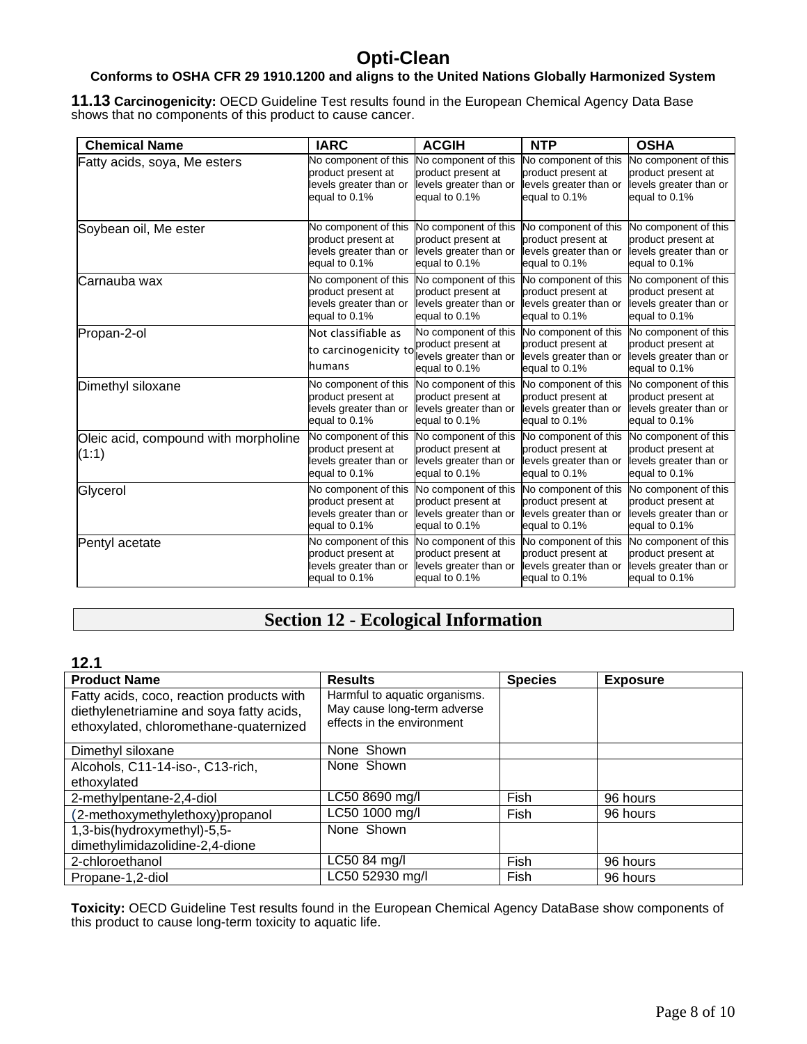# Opti-Clean

**Conforms to OSHA CFR 29 1910.1200 and aligns to the United Nations Globally Harmonized System**

**11.13 Carcinogenicity:** OECD Guideline Test results found in the European Chemical Agency Data Base shows that no components of this product to cause cancer.

| Chemical Name | IARC | ACGIH | NTP | OSHA |
|---|---|---|---|---|
| Fatty acids, soya, Me esters | No component of this product present at levels greater than or equal to 0.1% | No component of this product present at levels greater than or equal to 0.1% | No component of this product present at levels greater than or equal to 0.1% | No component of this product present at levels greater than or equal to 0.1% |
| Soybean oil, Me ester | No component of this product present at levels greater than or equal to 0.1% | No component of this product present at levels greater than or equal to 0.1% | No component of this product present at levels greater than or equal to 0.1% | No component of this product present at levels greater than or equal to 0.1% |
| Carnauba wax | No component of this product present at levels greater than or equal to 0.1% | No component of this product present at levels greater than or equal to 0.1% | No component of this product present at levels greater than or equal to 0.1% | No component of this product present at levels greater than or equal to 0.1% |
| Propan-2-ol | Not classifiable as to carcinogenicity to humans | No component of this product present at levels greater than or equal to 0.1% | No component of this product present at levels greater than or equal to 0.1% | No component of this product present at levels greater than or equal to 0.1% |
| Dimethyl siloxane | No component of this product present at levels greater than or equal to 0.1% | No component of this product present at levels greater than or equal to 0.1% | No component of this product present at levels greater than or equal to 0.1% | No component of this product present at levels greater than or equal to 0.1% |
| Oleic acid, compound with morpholine (1:1) | No component of this product present at levels greater than or equal to 0.1% | No component of this product present at levels greater than or equal to 0.1% | No component of this product present at levels greater than or equal to 0.1% | No component of this product present at levels greater than or equal to 0.1% |
| Glycerol | No component of this product present at levels greater than or equal to 0.1% | No component of this product present at levels greater than or equal to 0.1% | No component of this product present at levels greater than or equal to 0.1% | No component of this product present at levels greater than or equal to 0.1% |
| Pentyl acetate | No component of this product present at levels greater than or equal to 0.1% | No component of this product present at levels greater than or equal to 0.1% | No component of this product present at levels greater than or equal to 0.1% | No component of this product present at levels greater than or equal to 0.1% |

## Section 12 - Ecological Information

**12.1**

| Product Name | Results | Species | Exposure |
|---|---|---|---|
| Fatty acids, coco, reaction products with diethylenetriamine and soya fatty acids, ethoxylated, chloromethane-quaternized | Harmful to aquatic organisms. May cause long-term adverse effects in the environment | | |
| Dimethyl siloxane | None Shown | | |
| Alcohols, C11-14-iso-, C13-rich, ethoxylated | None Shown | | |
| 2-methylpentane-2,4-diol | LC50 8690 mg/l | Fish | 96 hours |
| (2-methoxymethylethoxy)propanol | LC50 1000 mg/l | Fish | 96 hours |
| 1,3-bis(hydroxymethyl)-5,5-dimethylimidazolidine-2,4-dione | None Shown | | |
| 2-chloroethanol | LC50 84 mg/l | Fish | 96 hours |
| Propane-1,2-diol | LC50 52930 mg/l | Fish | 96 hours |

**Toxicity:** OECD Guideline Test results found in the European Chemical Agency DataBase show components of this product to cause long-term toxicity to aquatic life.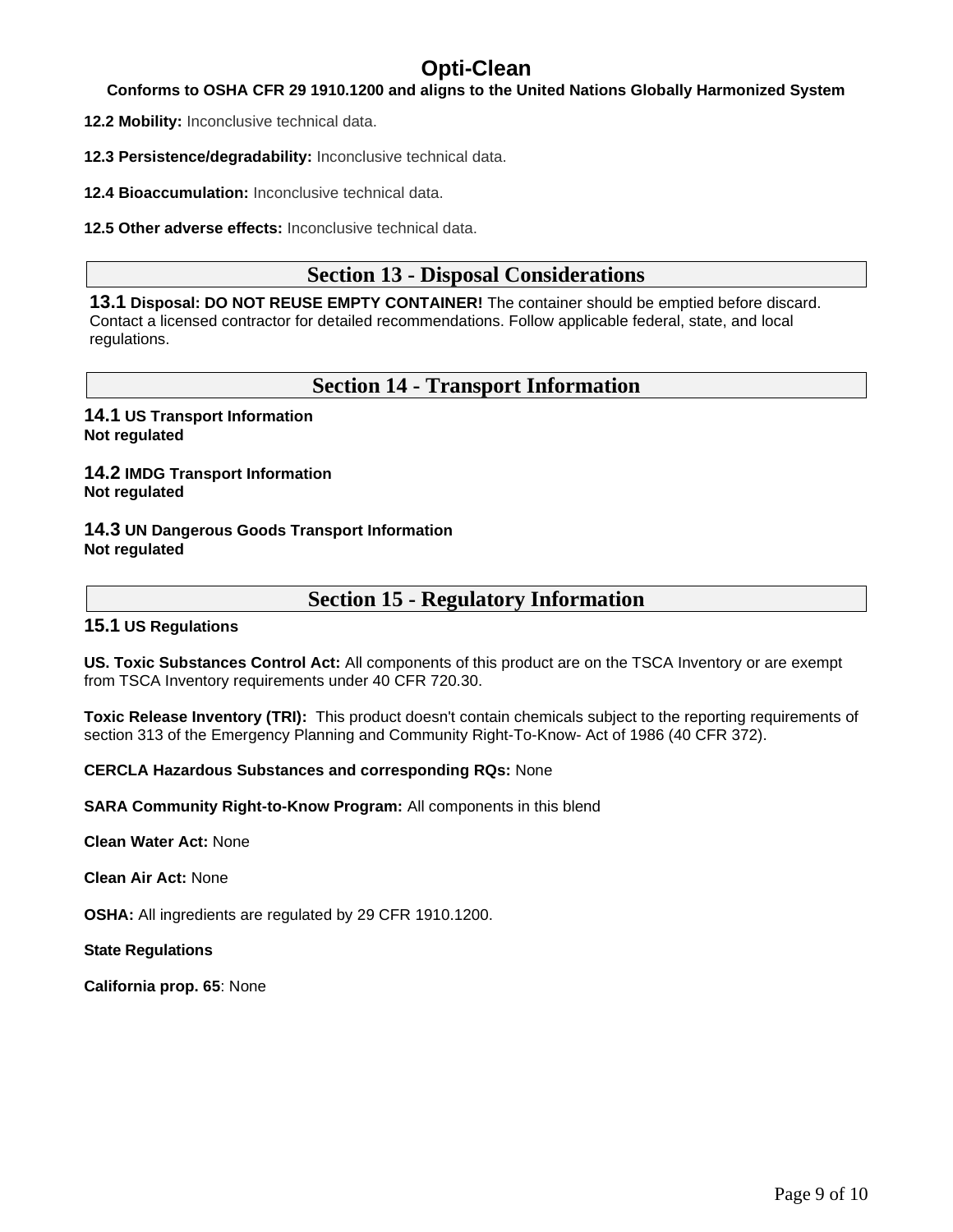**12.2 Mobility:** Inconclusive technical data.

**12.3 Persistence/degradability:** Inconclusive technical data.

**12.4 Bioaccumulation:** Inconclusive technical data.

**12.5 Other adverse effects:** Inconclusive technical data.

## Section 13 - Disposal Considerations

**13.1 Disposal: DO NOT REUSE EMPTY CONTAINER!** The container should be emptied before discard. Contact a licensed contractor for detailed recommendations. Follow applicable federal, state, and local regulations.

## Section 14 - Transport Information

**14.1 US Transport Information**
**Not regulated**

**14.2 IMDG Transport Information**
**Not regulated**

**14.3 UN Dangerous Goods Transport Information**
**Not regulated**

## Section 15 - Regulatory Information

**15.1 US Regulations**

**US. Toxic Substances Control Act:** All components of this product are on the TSCA Inventory or are exempt from TSCA Inventory requirements under 40 CFR 720.30.

**Toxic Release Inventory (TRI):** This product doesn't contain chemicals subject to the reporting requirements of section 313 of the Emergency Planning and Community Right-To-Know- Act of 1986 (40 CFR 372).

**CERCLA Hazardous Substances and corresponding RQs:** None

**SARA Community Right-to-Know Program:** All components in this blend

**Clean Water Act:** None

**Clean Air Act:** None

**OSHA:** All ingredients are regulated by 29 CFR 1910.1200.

**State Regulations**

**California prop. 65**: None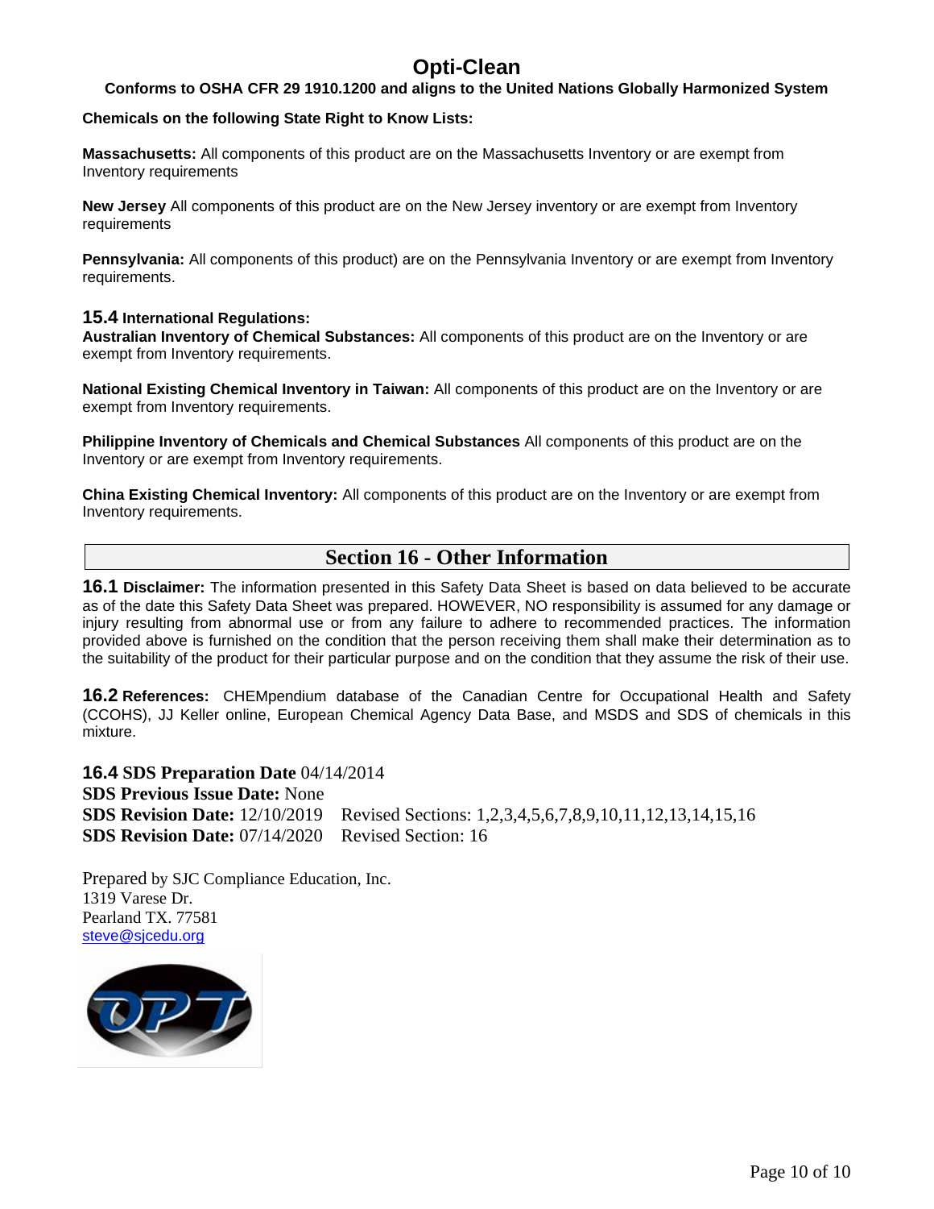# Opti-Clean

**Conforms to OSHA CFR 29 1910.1200 and aligns to the United Nations Globally Harmonized System**

**Chemicals on the following State Right to Know Lists:**

**Massachusetts:** All components of this product are on the Massachusetts Inventory or are exempt from Inventory requirements

**New Jersey** All components of this product are on the New Jersey inventory or are exempt from Inventory requirements

**Pennsylvania:** All components of this product) are on the Pennsylvania Inventory or are exempt from Inventory requirements.

**15.4 International Regulations:**

**Australian Inventory of Chemical Substances:** All components of this product are on the Inventory or are exempt from Inventory requirements.

**National Existing Chemical Inventory in Taiwan:** All components of this product are on the Inventory or are exempt from Inventory requirements.

**Philippine Inventory of Chemicals and Chemical Substances** All components of this product are on the Inventory or are exempt from Inventory requirements.

**China Existing Chemical Inventory:** All components of this product are on the Inventory or are exempt from Inventory requirements.

## Section 16 - Other Information

**16.1 Disclaimer:** The information presented in this Safety Data Sheet is based on data believed to be accurate as of the date this Safety Data Sheet was prepared. HOWEVER, NO responsibility is assumed for any damage or injury resulting from abnormal use or from any failure to adhere to recommended practices. The information provided above is furnished on the condition that the person receiving them shall make their determination as to the suitability of the product for their particular purpose and on the condition that they assume the risk of their use.

**16.2 References:** CHEMpendium database of the Canadian Centre for Occupational Health and Safety (CCOHS), JJ Keller online, European Chemical Agency Data Base, and MSDS and SDS of chemicals in this mixture.

**16.4 SDS Preparation Date** 04/14/2014
**SDS Previous Issue Date:** None
**SDS Revision Date:** 12/10/2019 Revised Sections: 1,2,3,4,5,6,7,8,9,10,11,12,13,14,15,16
**SDS Revision Date:** 07/14/2020 Revised Section: 16

Prepared by SJC Compliance Education, Inc.
1319 Varese Dr.
Pearland TX. 77581
steve@sjcedu.org